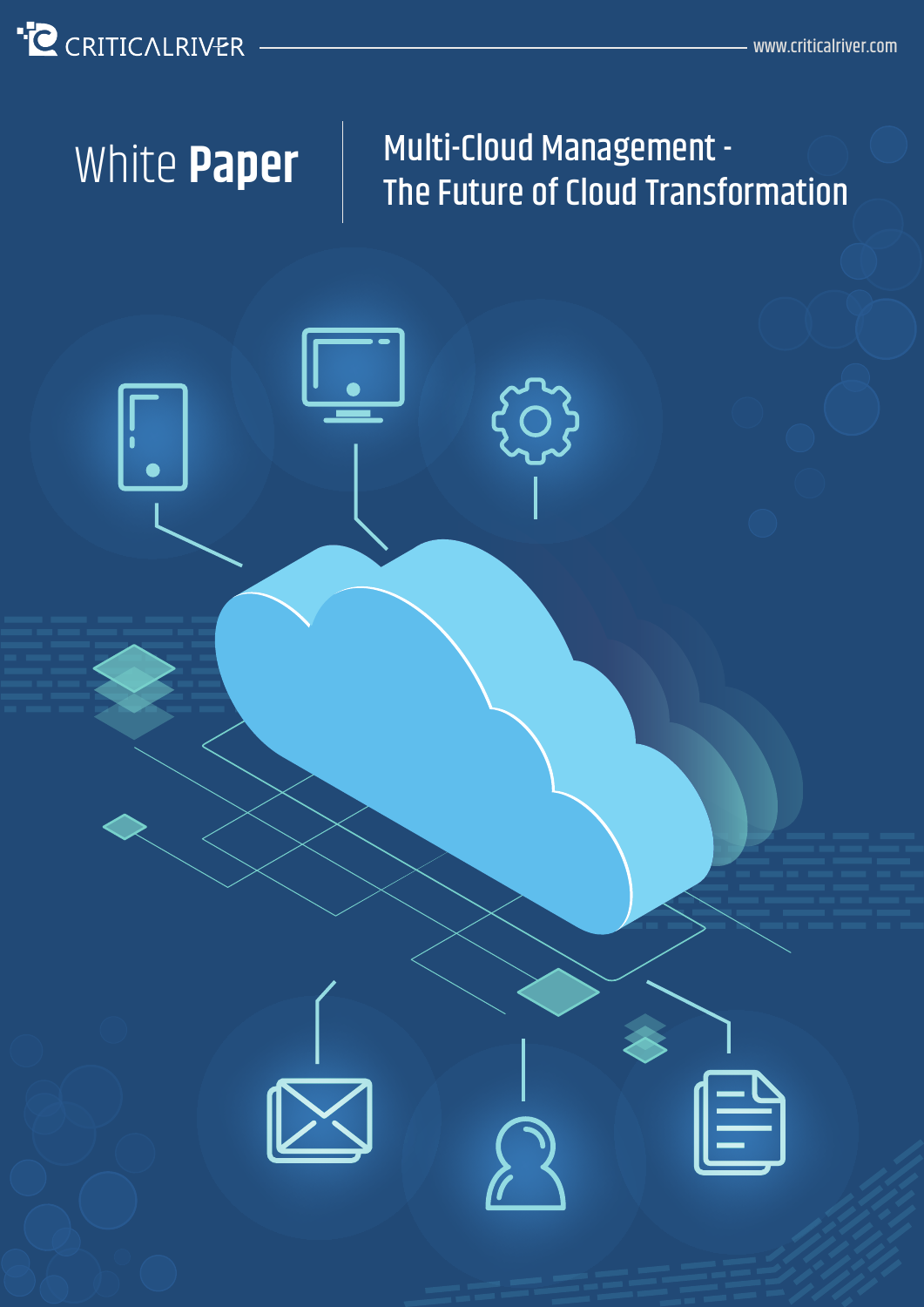CRITICALRIVER www.criticalriver.com

White **Paper**

# Multi-Cloud Management - The Future of Cloud Transformation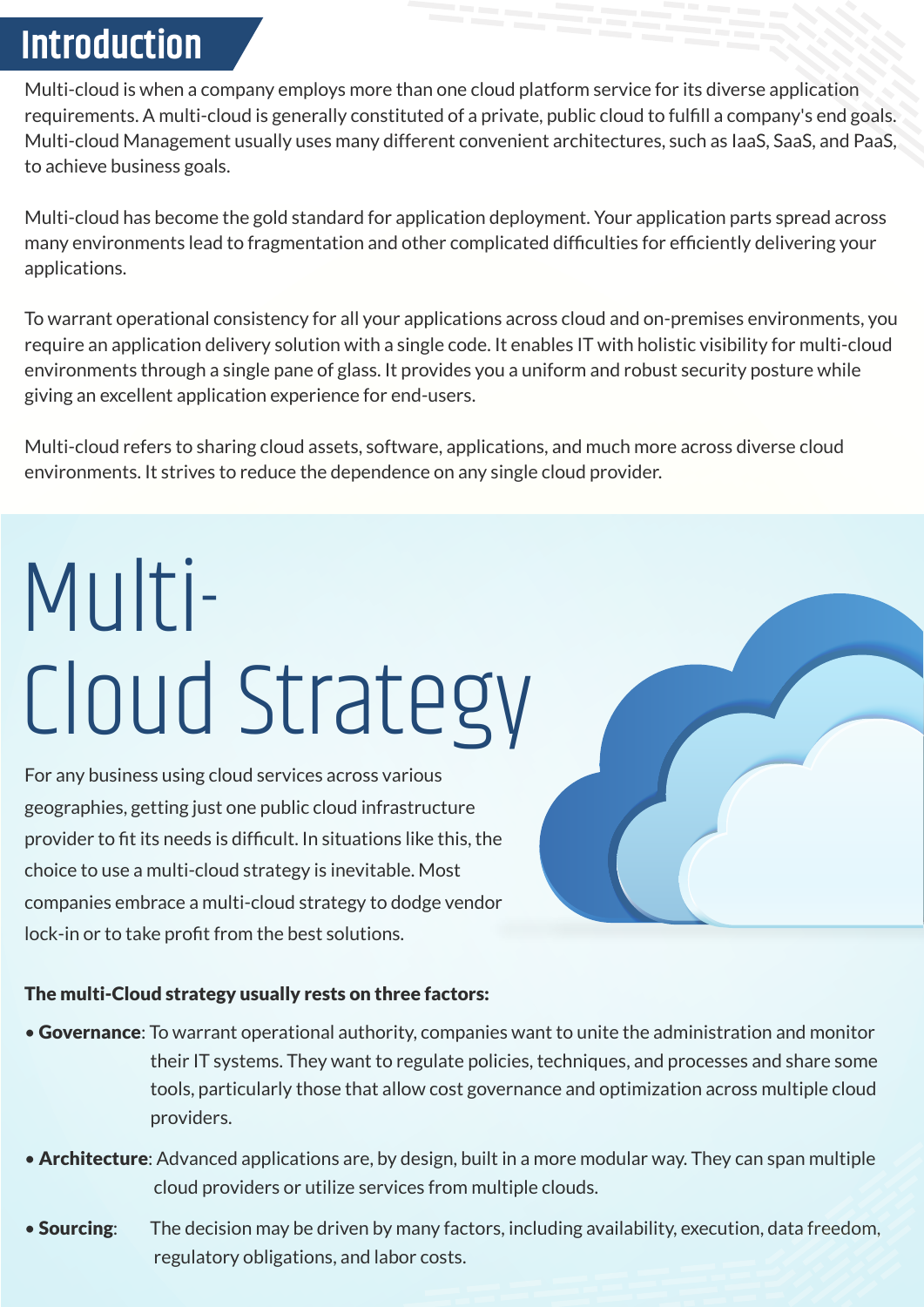# Introduction

Multi-cloud is when a company employs more than one cloud platform service for its diverse application requirements. A multi-cloud is generally constituted of a private, public cloud to fulfill a company's end goals. Multi-cloud Management usually uses many different convenient architectures, such as IaaS, SaaS, and PaaS, to achieve business goals.

Multi-cloud has become the gold standard for application deployment. Your application parts spread across many environments lead to fragmentation and other complicated difficulties for efficiently delivering your applications.

To warrant operational consistency for all your applications across cloud and on-premises environments, you require an application delivery solution with a single code. It enables IT with holistic visibility for multi-cloud environments through a single pane of glass. It provides you a uniform and robust security posture while giving an excellent application experience for end-users.

Multi-cloud refers to sharing cloud assets, software, applications, and much more across diverse cloud environments. It strives to reduce the dependence on any single cloud provider.

# Multi-Cloud Strategy

For any business using cloud services across various geographies, getting just one public cloud infrastructure provider to fit its needs is difficult. In situations like this, the choice to use a multi-cloud strategy is inevitable. Most companies embrace a multi-cloud strategy to dodge vendor lock-in or to take profit from the best solutions.

**The multi-Cloud strategy usually rests on three factors:**

- **Governance**: To warrant operational authority, companies want to unite the administration and monitor their IT systems. They want to regulate policies, techniques, and processes and share some tools, particularly those that allow cost governance and optimization across multiple cloud providers.
- **Architecture**: Advanced applications are, by design, built in a more modular way. They can span multiple cloud providers or utilize services from multiple clouds.
- **Sourcing**: The decision may be driven by many factors, including availability, execution, data freedom, regulatory obligations, and labor costs.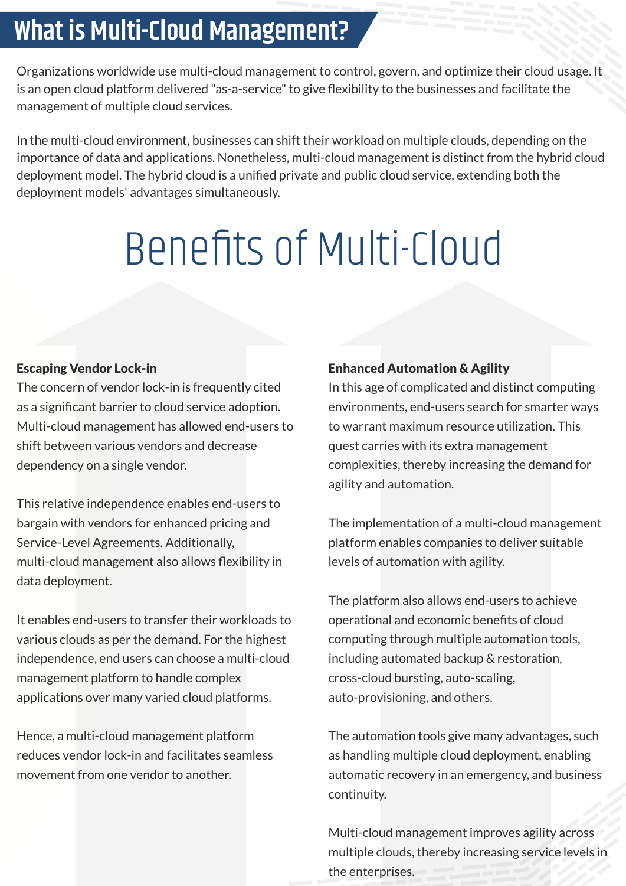# What is Multi-Cloud Management?

Organizations worldwide use multi-cloud management to control, govern, and optimize their cloud usage. It is an open cloud platform delivered "as-a-service" to give flexibility to the businesses and facilitate the management of multiple cloud services.

In the multi-cloud environment, businesses can shift their workload on multiple clouds, depending on the importance of data and applications. Nonetheless, multi-cloud management is distinct from the hybrid cloud deployment model. The hybrid cloud is a unified private and public cloud service, extending both the deployment models' advantages simultaneously.

## Benefits of Multi-Cloud

**Escaping Vendor Lock-in**

The concern of vendor lock-in is frequently cited as a significant barrier to cloud service adoption. Multi-cloud management has allowed end-users to shift between various vendors and decrease dependency on a single vendor.

This relative independence enables end-users to bargain with vendors for enhanced pricing and Service-Level Agreements. Additionally, multi-cloud management also allows flexibility in data deployment.

It enables end-users to transfer their workloads to various clouds as per the demand. For the highest independence, end users can choose a multi-cloud management platform to handle complex applications over many varied cloud platforms.

Hence, a multi-cloud management platform reduces vendor lock-in and facilitates seamless movement from one vendor to another.

**Enhanced Automation & Agility**

In this age of complicated and distinct computing environments, end-users search for smarter ways to warrant maximum resource utilization. This quest carries with its extra management complexities, thereby increasing the demand for agility and automation.

The implementation of a multi-cloud management platform enables companies to deliver suitable levels of automation with agility.

The platform also allows end-users to achieve operational and economic benefits of cloud computing through multiple automation tools, including automated backup & restoration, cross-cloud bursting, auto-scaling, auto-provisioning, and others.

The automation tools give many advantages, such as handling multiple cloud deployment, enabling automatic recovery in an emergency, and business continuity.

Multi-cloud management improves agility across multiple clouds, thereby increasing service levels in the enterprises.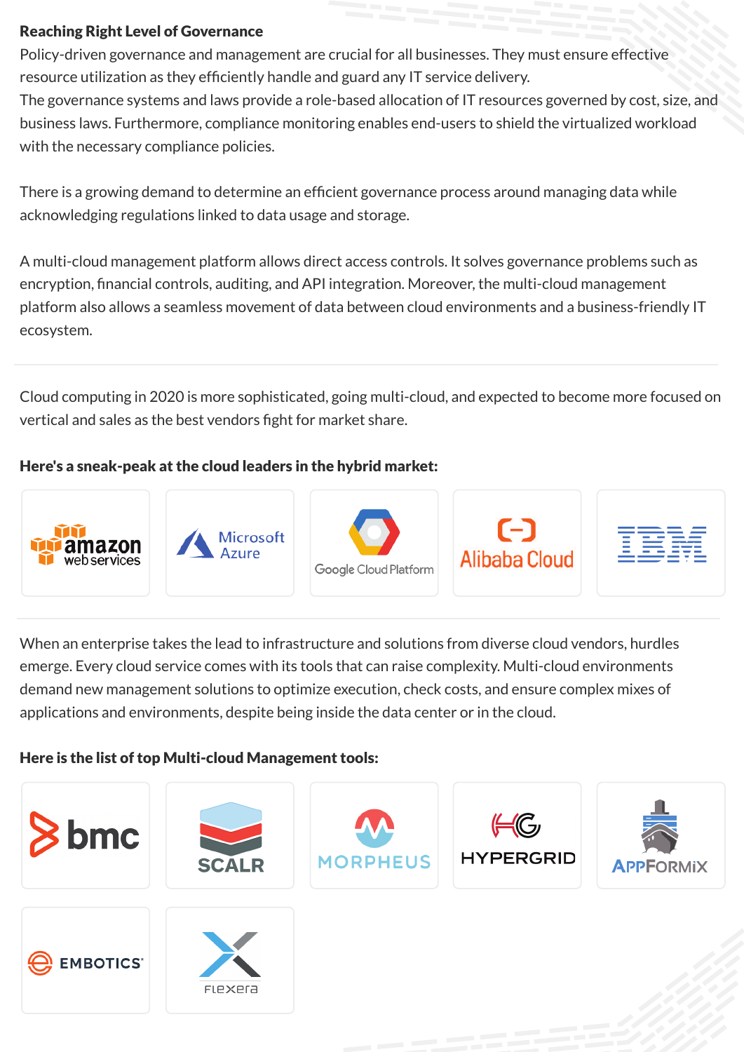**Reaching Right Level of Governance**

Policy-driven governance and management are crucial for all businesses. They must ensure effective resource utilization as they efficiently handle and guard any IT service delivery.

The governance systems and laws provide a role-based allocation of IT resources governed by cost, size, and business laws. Furthermore, compliance monitoring enables end-users to shield the virtualized workload with the necessary compliance policies.

There is a growing demand to determine an efficient governance process around managing data while acknowledging regulations linked to data usage and storage.

A multi-cloud management platform allows direct access controls. It solves governance problems such as encryption, financial controls, auditing, and API integration. Moreover, the multi-cloud management platform also allows a seamless movement of data between cloud environments and a business-friendly IT ecosystem.

---

Cloud computing in 2020 is more sophisticated, going multi-cloud, and expected to become more focused on vertical and sales as the best vendors fight for market share.

**Here's a sneak-peak at the cloud leaders in the hybrid market:**

- amazon web services
- Microsoft Azure
- Google Cloud Platform
- Alibaba Cloud
- IBM

---

When an enterprise takes the lead to infrastructure and solutions from diverse cloud vendors, hurdles emerge. Every cloud service comes with its tools that can raise complexity. Multi-cloud environments demand new management solutions to optimize execution, check costs, and ensure complex mixes of applications and environments, despite being inside the data center or in the cloud.

**Here is the list of top Multi-cloud Management tools:**

- bmc
- SCALR
- MORPHEUS
- HYPERGRID
- APPFORMIX
- EMBOTICS
- Flexera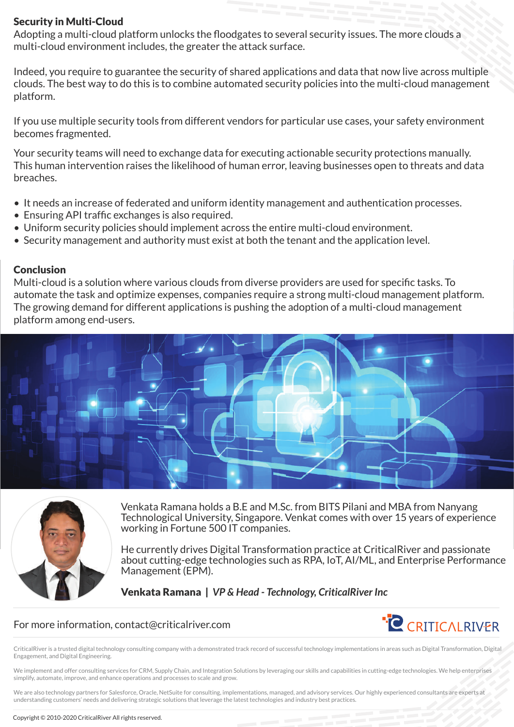## Security in Multi-Cloud

Adopting a multi-cloud platform unlocks the floodgates to several security issues. The more clouds a multi-cloud environment includes, the greater the attack surface.

Indeed, you require to guarantee the security of shared applications and data that now live across multiple clouds. The best way to do this is to combine automated security policies into the multi-cloud management platform.

If you use multiple security tools from different vendors for particular use cases, your safety environment becomes fragmented.

Your security teams will need to exchange data for executing actionable security protections manually. This human intervention raises the likelihood of human error, leaving businesses open to threats and data breaches.

- It needs an increase of federated and uniform identity management and authentication processes.
- Ensuring API traffic exchanges is also required.
- Uniform security policies should implement across the entire multi-cloud environment.
- Security management and authority must exist at both the tenant and the application level.

## Conclusion

Multi-cloud is a solution where various clouds from diverse providers are used for specific tasks. To automate the task and optimize expenses, companies require a strong multi-cloud management platform. The growing demand for different applications is pushing the adoption of a multi-cloud management platform among end-users.

Venkata Ramana holds a B.E and M.Sc. from BITS Pilani and MBA from Nanyang Technological University, Singapore. Venkat comes with over 15 years of experience working in Fortune 500 IT companies.

He currently drives Digital Transformation practice at CriticalRiver and passionate about cutting-edge technologies such as RPA, IoT, AI/ML, and Enterprise Performance Management (EPM).

**Venkata Ramana** | *VP & Head - Technology, CriticalRiver Inc*

For more information, contact@criticalriver.com

CRITICALRIVER

CriticalRiver is a trusted digital technology consulting company with a demonstrated track record of successful technology implementations in areas such as Digital Transformation, Digital Engagement, and Digital Engineering.

We implement and offer consulting services for CRM, Supply Chain, and Integration Solutions by leveraging our skills and capabilities in cutting-edge technologies. We help enterprises simplify, automate, improve, and enhance operations and processes to scale and grow.

We are also technology partners for Salesforce, Oracle, NetSuite for consulting, implementations, managed, and advisory services. Our highly experienced consultants are experts at understanding customers' needs and delivering strategic solutions that leverage the latest technologies and industry best practices.

Copyright © 2010-2020 CriticalRiver All rights reserved.